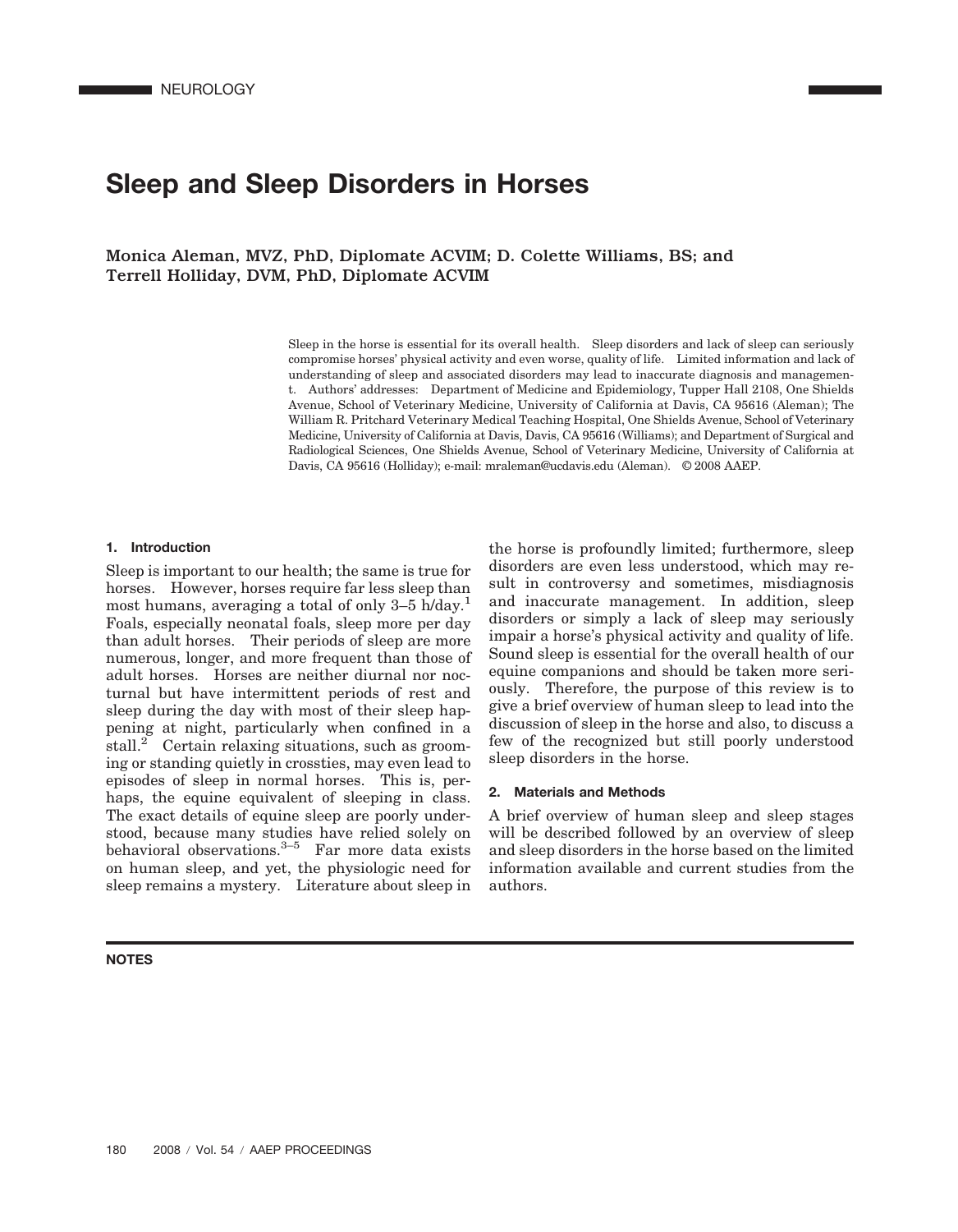# Sleep and Sleep Disorders in Horses

**Monica Aleman, MVZ, PhD, Diplomate ACVIM; D. Colette Williams, BS; and Terrell Holliday, DVM, PhD, Diplomate ACVIM**

Sleep in the horse is essential for its overall health. Sleep disorders and lack of sleep can seriously compromise horses' physical activity and even worse, quality of life. Limited information and lack of understanding of sleep and associated disorders may lead to inaccurate diagnosis and management. Authors' addresses: Department of Medicine and Epidemiology, Tupper Hall 2108, One Shields Avenue, School of Veterinary Medicine, University of California at Davis, CA 95616 (Aleman); The William R. Pritchard Veterinary Medical Teaching Hospital, One Shields Avenue, School of Veterinary Medicine, University of California at Davis, Davis, CA 95616 (Williams); and Department of Surgical and Radiological Sciences, One Shields Avenue, School of Veterinary Medicine, University of California at Davis, CA 95616 (Holliday); e-mail: mraleman@ucdavis.edu (Aleman). © 2008 AAEP.

## 1. Introduction

Sleep is important to our health; the same is true for horses. However, horses require far less sleep than most humans, averaging a total of only 3–5 h/day.[1] Foals, especially neonatal foals, sleep more per day than adult horses. Their periods of sleep are more numerous, longer, and more frequent than those of adult horses. Horses are neither diurnal nor nocturnal but have intermittent periods of rest and sleep during the day with most of their sleep happening at night, particularly when confined in a stall.[2] Certain relaxing situations, such as grooming or standing quietly in crossties, may even lead to episodes of sleep in normal horses. This is, perhaps, the equine equivalent of sleeping in class. The exact details of equine sleep are poorly understood, because many studies have relied solely on behavioral observations.[3–5] Far more data exists on human sleep, and yet, the physiologic need for sleep remains a mystery. Literature about sleep in the horse is profoundly limited; furthermore, sleep disorders are even less understood, which may result in controversy and sometimes, misdiagnosis and inaccurate management. In addition, sleep disorders or simply a lack of sleep may seriously impair a horse's physical activity and quality of life. Sound sleep is essential for the overall health of our equine companions and should be taken more seriously. Therefore, the purpose of this review is to give a brief overview of human sleep to lead into the discussion of sleep in the horse and also, to discuss a few of the recognized but still poorly understood sleep disorders in the horse.

## 2. Materials and Methods

A brief overview of human sleep and sleep stages will be described followed by an overview of sleep and sleep disorders in the horse based on the limited information available and current studies from the authors.

**NOTES**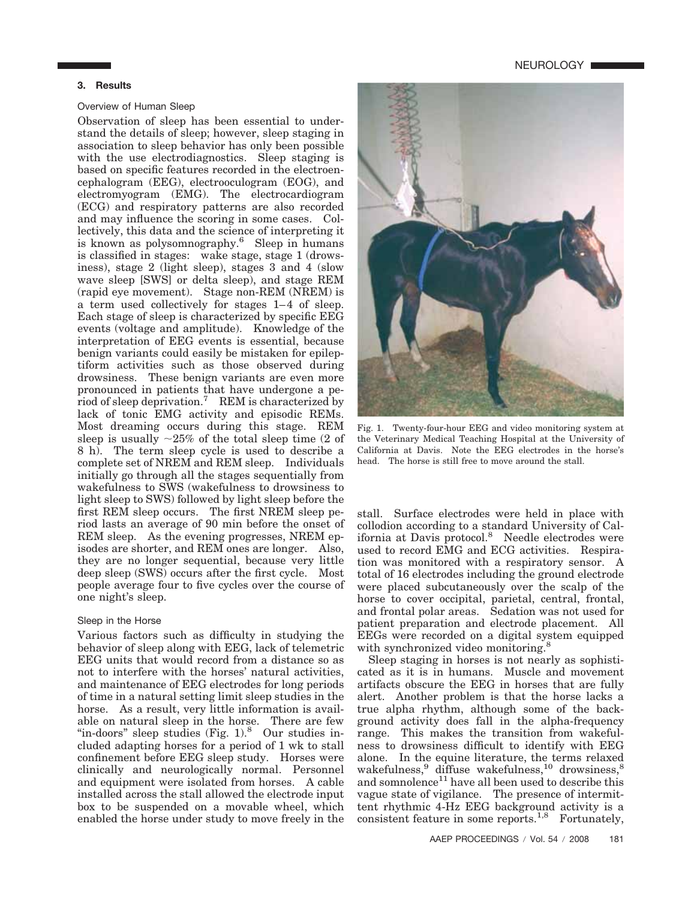## 3. Results

### Overview of Human Sleep

Observation of sleep has been essential to understand the details of sleep; however, sleep staging in association to sleep behavior has only been possible with the use electrodiagnostics. Sleep staging is based on specific features recorded in the electroencephalogram (EEG), electrooculogram (EOG), and electromyogram (EMG). The electrocardiogram (ECG) and respiratory patterns are also recorded and may influence the scoring in some cases. Collectively, this data and the science of interpreting it is known as polysomnography.[6] Sleep in humans is classified in stages: wake stage, stage 1 (drowsiness), stage 2 (light sleep), stages 3 and 4 (slow wave sleep [SWS] or delta sleep), and stage REM (rapid eye movement). Stage non-REM (NREM) is a term used collectively for stages 1–4 of sleep. Each stage of sleep is characterized by specific EEG events (voltage and amplitude). Knowledge of the interpretation of EEG events is essential, because benign variants could easily be mistaken for epileptiform activities such as those observed during drowsiness. These benign variants are even more pronounced in patients that have undergone a period of sleep deprivation.[7] REM is characterized by lack of tonic EMG activity and episodic REMs. Most dreaming occurs during this stage. REM sleep is usually ~25% of the total sleep time (2 of 8 h). The term sleep cycle is used to describe a complete set of NREM and REM sleep. Individuals initially go through all the stages sequentially from wakefulness to SWS (wakefulness to drowsiness to light sleep to SWS) followed by light sleep before the first REM sleep occurs. The first NREM sleep period lasts an average of 90 min before the onset of REM sleep. As the evening progresses, NREM episodes are shorter, and REM ones are longer. Also, they are no longer sequential, because very little deep sleep (SWS) occurs after the first cycle. Most people average four to five cycles over the course of one night's sleep.

### Sleep in the Horse

Various factors such as difficulty in studying the behavior of sleep along with EEG, lack of telemetric EEG units that would record from a distance so as not to interfere with the horses' natural activities, and maintenance of EEG electrodes for long periods of time in a natural setting limit sleep studies in the horse. As a result, very little information is available on natural sleep in the horse. There are few "in-doors" sleep studies (Fig. 1).[8] Our studies included adapting horses for a period of 1 wk to stall confinement before EEG sleep study. Horses were clinically and neurologically normal. Personnel and equipment were isolated from horses. A cable installed across the stall allowed the electrode input box to be suspended on a movable wheel, which enabled the horse under study to move freely in the stall. Surface electrodes were held in place with collodion according to a standard University of California at Davis protocol.[8] Needle electrodes were used to record EMG and ECG activities. Respiration was monitored with a respiratory sensor. A total of 16 electrodes including the ground electrode were placed subcutaneously over the scalp of the horse to cover occipital, parietal, central, frontal, and frontal polar areas. Sedation was not used for patient preparation and electrode placement. All EEGs were recorded on a digital system equipped with synchronized video monitoring.[8]

Fig. 1. Twenty-four-hour EEG and video monitoring system at the Veterinary Medical Teaching Hospital at the University of California at Davis. Note the EEG electrodes in the horse's head. The horse is still free to move around the stall.

Sleep staging in horses is not nearly as sophisticated as it is in humans. Muscle and movement artifacts obscure the EEG in horses that are fully alert. Another problem is that the horse lacks a true alpha rhythm, although some of the background activity does fall in the alpha-frequency range. This makes the transition from wakefulness to drowsiness difficult to identify with EEG alone. In the equine literature, the terms relaxed wakefulness,[9] diffuse wakefulness,[10] drowsiness,[8] and somnolence[11] have all been used to describe this vague state of vigilance. The presence of intermittent rhythmic 4-Hz EEG background activity is a consistent feature in some reports.[1,8] Fortunately,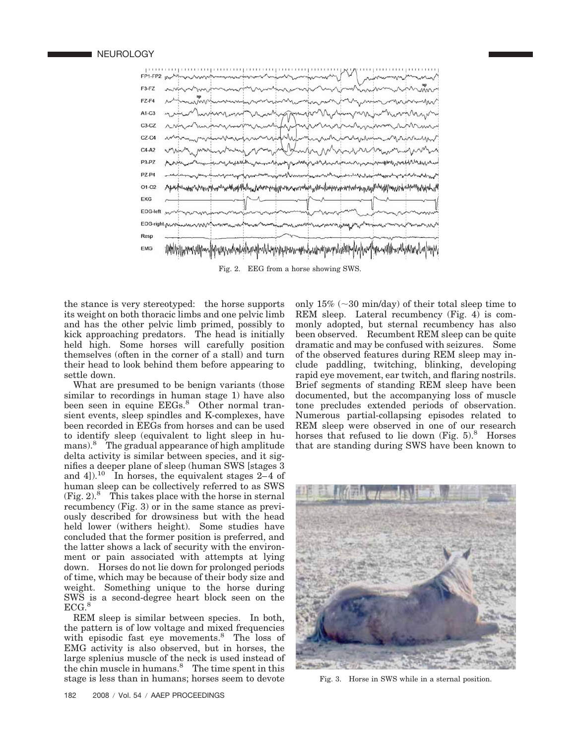Fig. 2. EEG from a horse showing SWS.

the stance is very stereotyped: the horse supports its weight on both thoracic limbs and one pelvic limb and has the other pelvic limb primed, possibly to kick approaching predators. The head is initially held high. Some horses will carefully position themselves (often in the corner of a stall) and turn their head to look behind them before appearing to settle down.

What are presumed to be benign variants (those similar to recordings in human stage 1) have also been seen in equine EEGs.[8] Other normal transient events, sleep spindles and K-complexes, have been recorded in EEGs from horses and can be used to identify sleep (equivalent to light sleep in humans).[8] The gradual appearance of high amplitude delta activity is similar between species, and it signifies a deeper plane of sleep (human SWS [stages 3 and 4]).[10] In horses, the equivalent stages 2–4 of human sleep can be collectively referred to as SWS (Fig. 2).[8] This takes place with the horse in sternal recumbency (Fig. 3) or in the same stance as previously described for drowsiness but with the head held lower (withers height). Some studies have concluded that the former position is preferred, and the latter shows a lack of security with the environment or pain associated with attempts at lying down. Horses do not lie down for prolonged periods of time, which may be because of their body size and weight. Something unique to the horse during SWS is a second-degree heart block seen on the ECG.[8]

REM sleep is similar between species. In both, the pattern is of low voltage and mixed frequencies with episodic fast eye movements.[8] The loss of EMG activity is also observed, but in horses, the large splenius muscle of the neck is used instead of the chin muscle in humans.[8] The time spent in this stage is less than in humans; horses seem to devote only 15% (~30 min/day) of their total sleep time to REM sleep. Lateral recumbency (Fig. 4) is commonly adopted, but sternal recumbency has also been observed. Recumbent REM sleep can be quite dramatic and may be confused with seizures. Some of the observed features during REM sleep may include paddling, twitching, blinking, developing rapid eye movement, ear twitch, and flaring nostrils. Brief segments of standing REM sleep have been documented, but the accompanying loss of muscle tone precludes extended periods of observation. Numerous partial-collapsing episodes related to REM sleep were observed in one of our research horses that refused to lie down (Fig. 5).[8] Horses that are standing during SWS have been known to

Fig. 3. Horse in SWS while in a sternal position.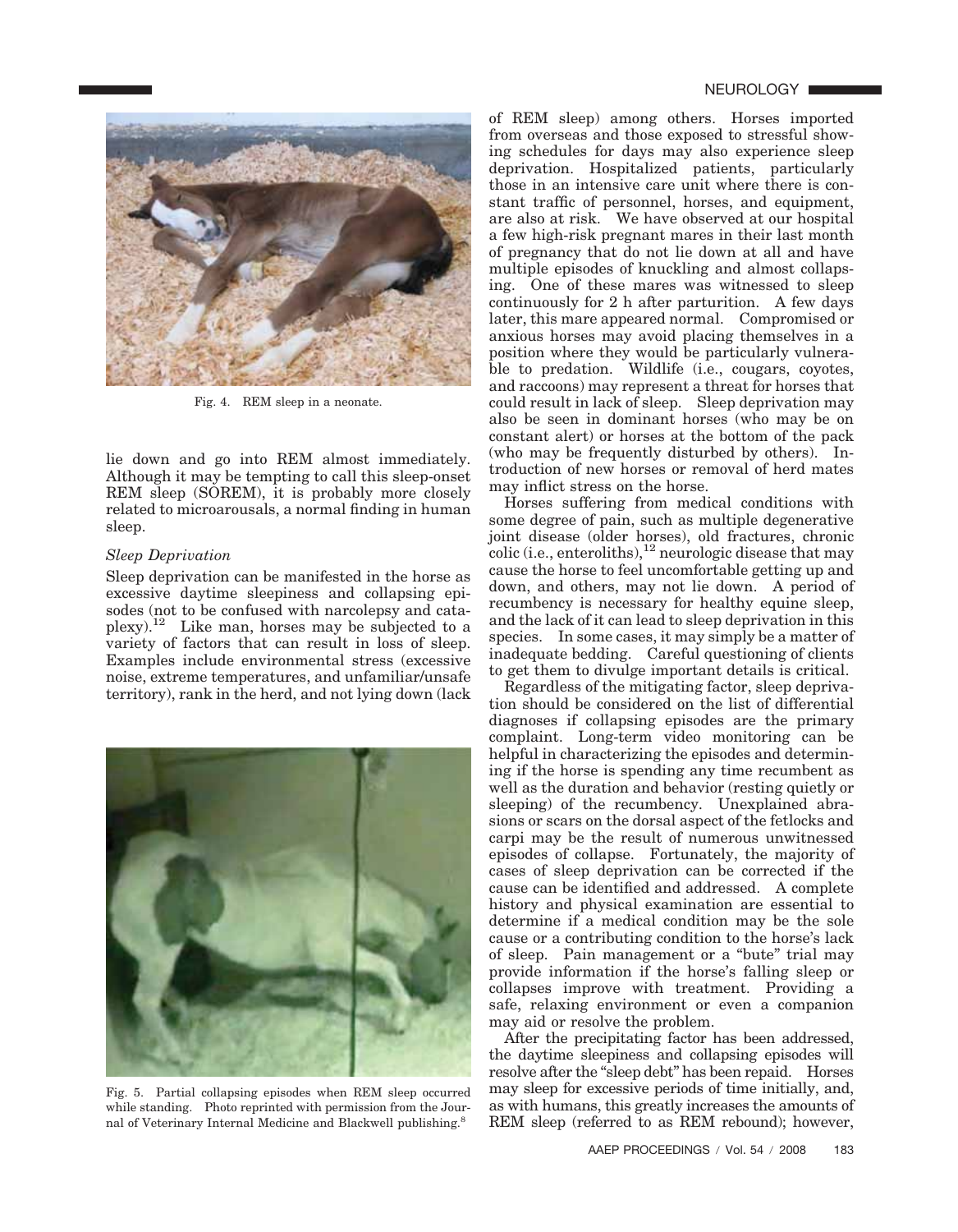Fig. 4. REM sleep in a neonate.

lie down and go into REM almost immediately. Although it may be tempting to call this sleep-onset REM sleep (SOREM), it is probably more closely related to microarousals, a normal finding in human sleep.

### *Sleep Deprivation*

Sleep deprivation can be manifested in the horse as excessive daytime sleepiness and collapsing episodes (not to be confused with narcolepsy and cataplexy).[12] Like man, horses may be subjected to a variety of factors that can result in loss of sleep. Examples include environmental stress (excessive noise, extreme temperatures, and unfamiliar/unsafe territory), rank in the herd, and not lying down (lack of REM sleep) among others. Horses imported from overseas and those exposed to stressful showing schedules for days may also experience sleep deprivation. Hospitalized patients, particularly those in an intensive care unit where there is constant traffic of personnel, horses, and equipment, are also at risk. We have observed at our hospital a few high-risk pregnant mares in their last month of pregnancy that do not lie down at all and have multiple episodes of knuckling and almost collapsing. One of these mares was witnessed to sleep continuously for 2 h after parturition. A few days later, this mare appeared normal. Compromised or anxious horses may avoid placing themselves in a position where they would be particularly vulnerable to predation. Wildlife (i.e., cougars, coyotes, and raccoons) may represent a threat for horses that could result in lack of sleep. Sleep deprivation may also be seen in dominant horses (who may be on constant alert) or horses at the bottom of the pack (who may be frequently disturbed by others). Introduction of new horses or removal of herd mates may inflict stress on the horse.

Horses suffering from medical conditions with some degree of pain, such as multiple degenerative joint disease (older horses), old fractures, chronic colic (i.e., enteroliths),[12] neurologic disease that may cause the horse to feel uncomfortable getting up and down, and others, may not lie down. A period of recumbency is necessary for healthy equine sleep, and the lack of it can lead to sleep deprivation in this species. In some cases, it may simply be a matter of inadequate bedding. Careful questioning of clients to get them to divulge important details is critical.

Regardless of the mitigating factor, sleep deprivation should be considered on the list of differential diagnoses if collapsing episodes are the primary complaint. Long-term video monitoring can be helpful in characterizing the episodes and determining if the horse is spending any time recumbent as well as the duration and behavior (resting quietly or sleeping) of the recumbency. Unexplained abrasions or scars on the dorsal aspect of the fetlocks and carpi may be the result of numerous unwitnessed episodes of collapse. Fortunately, the majority of cases of sleep deprivation can be corrected if the cause can be identified and addressed. A complete history and physical examination are essential to determine if a medical condition may be the sole cause or a contributing condition to the horse's lack of sleep. Pain management or a "bute" trial may provide information if the horse's falling sleep or collapses improve with treatment. Providing a safe, relaxing environment or even a companion may aid or resolve the problem.

Fig. 5. Partial collapsing episodes when REM sleep occurred while standing. Photo reprinted with permission from the Journal of Veterinary Internal Medicine and Blackwell publishing.[8]

After the precipitating factor has been addressed, the daytime sleepiness and collapsing episodes will resolve after the "sleep debt" has been repaid. Horses may sleep for excessive periods of time initially, and, as with humans, this greatly increases the amounts of REM sleep (referred to as REM rebound); however,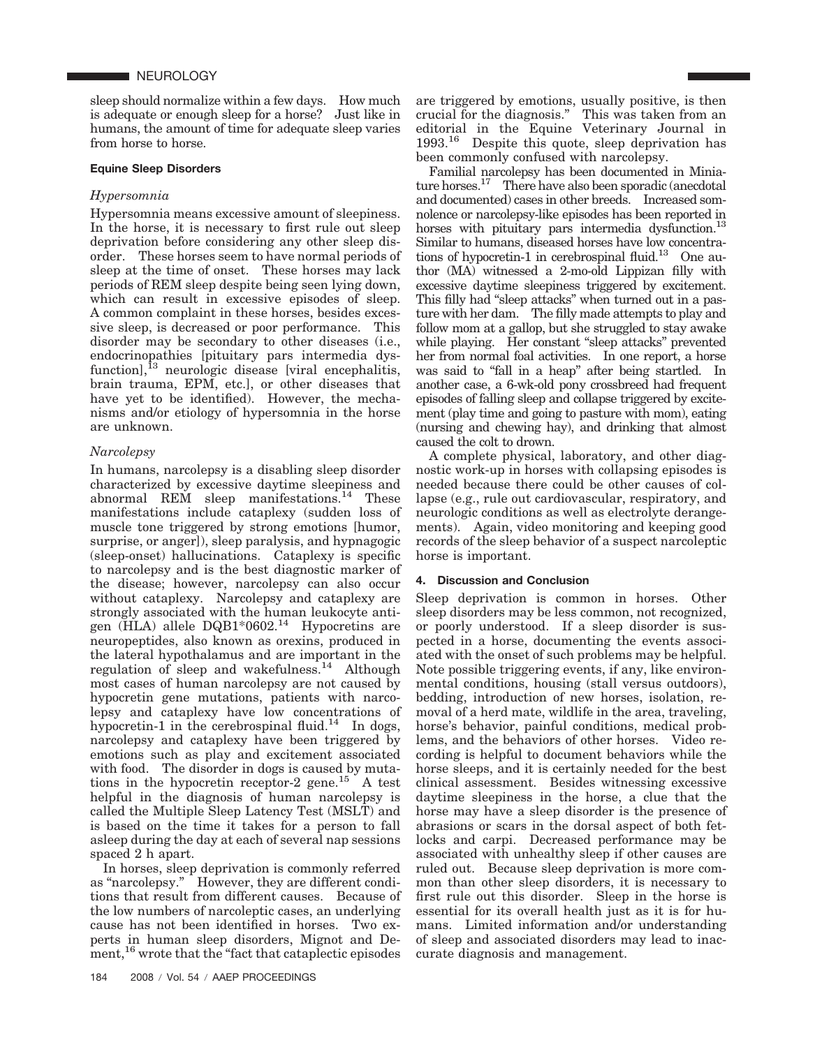sleep should normalize within a few days. How much is adequate or enough sleep for a horse? Just like in humans, the amount of time for adequate sleep varies from horse to horse.

### Equine Sleep Disorders

#### *Hypersomnia*

Hypersomnia means excessive amount of sleepiness. In the horse, it is necessary to first rule out sleep deprivation before considering any other sleep disorder. These horses seem to have normal periods of sleep at the time of onset. These horses may lack periods of REM sleep despite being seen lying down, which can result in excessive episodes of sleep. A common complaint in these horses, besides excessive sleep, is decreased or poor performance. This disorder may be secondary to other diseases (i.e., endocrinopathies [pituitary pars intermedia dysfunction],[13] neurologic disease [viral encephalitis, brain trauma, EPM, etc.], or other diseases that have yet to be identified). However, the mechanisms and/or etiology of hypersomnia in the horse are unknown.

#### *Narcolepsy*

In humans, narcolepsy is a disabling sleep disorder characterized by excessive daytime sleepiness and abnormal REM sleep manifestations.[14] These manifestations include cataplexy (sudden loss of muscle tone triggered by strong emotions [humor, surprise, or anger]), sleep paralysis, and hypnagogic (sleep-onset) hallucinations. Cataplexy is specific to narcolepsy and is the best diagnostic marker of the disease; however, narcolepsy can also occur without cataplexy. Narcolepsy and cataplexy are strongly associated with the human leukocyte antigen (HLA) allele DQB1*0602.[14] Hypocretins are neuropeptides, also known as orexins, produced in the lateral hypothalamus and are important in the regulation of sleep and wakefulness.[14] Although most cases of human narcolepsy are not caused by hypocretin gene mutations, patients with narcolepsy and cataplexy have low concentrations of hypocretin-1 in the cerebrospinal fluid.[14] In dogs, narcolepsy and cataplexy have been triggered by emotions such as play and excitement associated with food. The disorder in dogs is caused by mutations in the hypocretin receptor-2 gene.[15] A test helpful in the diagnosis of human narcolepsy is called the Multiple Sleep Latency Test (MSLT) and is based on the time it takes for a person to fall asleep during the day at each of several nap sessions spaced 2 h apart.

In horses, sleep deprivation is commonly referred as "narcolepsy." However, they are different conditions that result from different causes. Because of the low numbers of narcoleptic cases, an underlying cause has not been identified in horses. Two experts in human sleep disorders, Mignot and Dement,[16] wrote that the "fact that cataplectic episodes are triggered by emotions, usually positive, is then crucial for the diagnosis." This was taken from an editorial in the Equine Veterinary Journal in 1993.[16] Despite this quote, sleep deprivation has been commonly confused with narcolepsy.

Familial narcolepsy has been documented in Miniature horses.[17] There have also been sporadic (anecdotal and documented) cases in other breeds. Increased somnolence or narcolepsy-like episodes has been reported in horses with pituitary pars intermedia dysfunction.[13] Similar to humans, diseased horses have low concentrations of hypocretin-1 in cerebrospinal fluid.[13] One author (MA) witnessed a 2-mo-old Lippizan filly with excessive daytime sleepiness triggered by excitement. This filly had "sleep attacks" when turned out in a pasture with her dam. The filly made attempts to play and follow mom at a gallop, but she struggled to stay awake while playing. Her constant "sleep attacks" prevented her from normal foal activities. In one report, a horse was said to "fall in a heap" after being startled. In another case, a 6-wk-old pony crossbreed had frequent episodes of falling sleep and collapse triggered by excitement (play time and going to pasture with mom), eating (nursing and chewing hay), and drinking that almost caused the colt to drown.

A complete physical, laboratory, and other diagnostic work-up in horses with collapsing episodes is needed because there could be other causes of collapse (e.g., rule out cardiovascular, respiratory, and neurologic conditions as well as electrolyte derangements). Again, video monitoring and keeping good records of the sleep behavior of a suspect narcoleptic horse is important.

## 4. Discussion and Conclusion

Sleep deprivation is common in horses. Other sleep disorders may be less common, not recognized, or poorly understood. If a sleep disorder is suspected in a horse, documenting the events associated with the onset of such problems may be helpful. Note possible triggering events, if any, like environmental conditions, housing (stall versus outdoors), bedding, introduction of new horses, isolation, removal of a herd mate, wildlife in the area, traveling, horse's behavior, painful conditions, medical problems, and the behaviors of other horses. Video recording is helpful to document behaviors while the horse sleeps, and it is certainly needed for the best clinical assessment. Besides witnessing excessive daytime sleepiness in the horse, a clue that the horse may have a sleep disorder is the presence of abrasions or scars in the dorsal aspect of both fetlocks and carpi. Decreased performance may be associated with unhealthy sleep if other causes are ruled out. Because sleep deprivation is more common than other sleep disorders, it is necessary to first rule out this disorder. Sleep in the horse is essential for its overall health just as it is for humans. Limited information and/or understanding of sleep and associated disorders may lead to inaccurate diagnosis and management.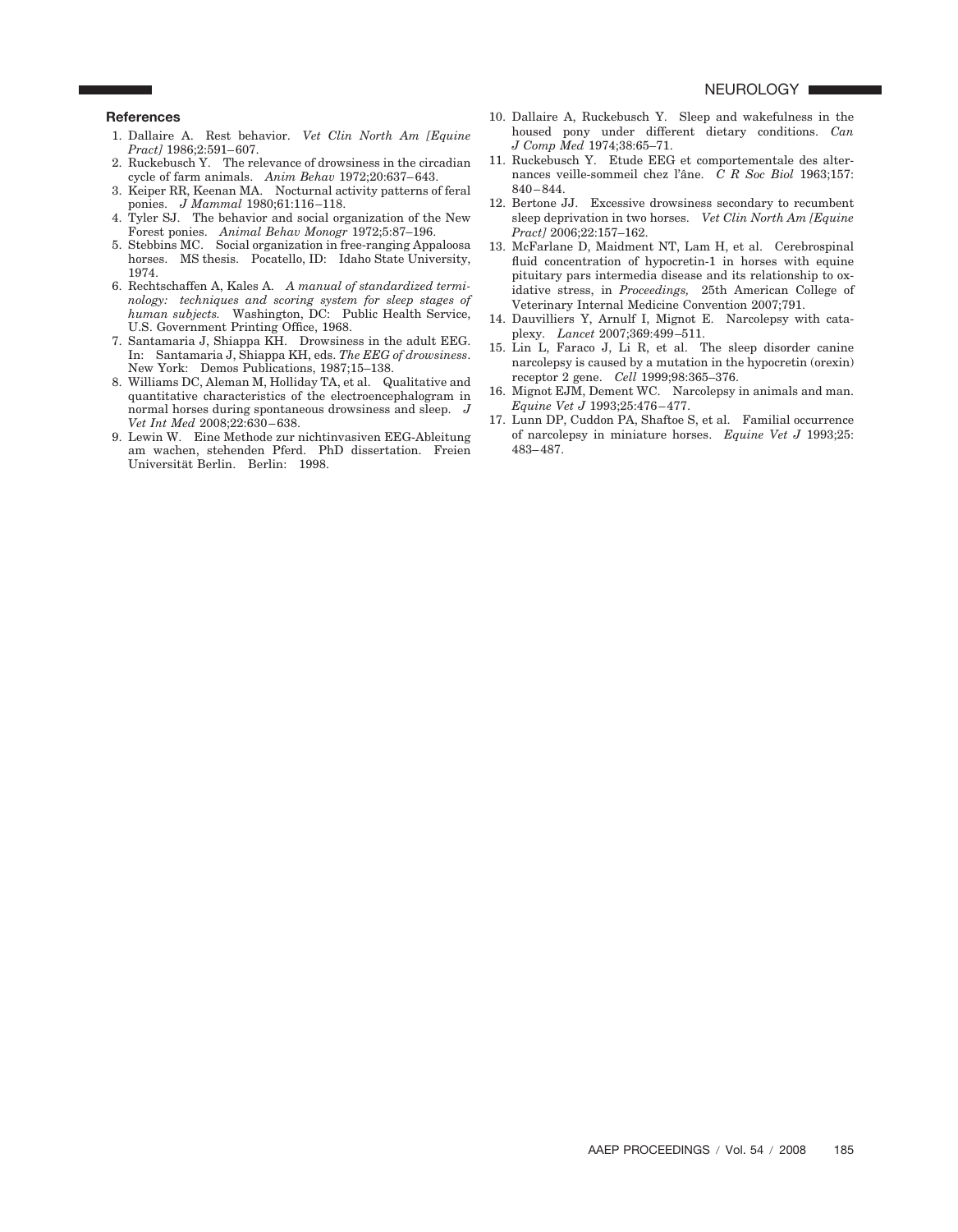### References

1. Dallaire A. Rest behavior. *Vet Clin North Am [Equine Pract]* 1986;2:591–607.
2. Ruckebusch Y. The relevance of drowsiness in the circadian cycle of farm animals. *Anim Behav* 1972;20:637–643.
3. Keiper RR, Keenan MA. Nocturnal activity patterns of feral ponies. *J Mammal* 1980;61:116–118.
4. Tyler SJ. The behavior and social organization of the New Forest ponies. *Animal Behav Monogr* 1972;5:87–196.
5. Stebbins MC. Social organization in free-ranging Appaloosa horses. MS thesis. Pocatello, ID: Idaho State University, 1974.
6. Rechtschaffen A, Kales A. *A manual of standardized terminology: techniques and scoring system for sleep stages of human subjects.* Washington, DC: Public Health Service, U.S. Government Printing Office, 1968.
7. Santamaria J, Shiappa KH. Drowsiness in the adult EEG. In: Santamaria J, Shiappa KH, eds. *The EEG of drowsiness*. New York: Demos Publications, 1987;15–138.
8. Williams DC, Aleman M, Holliday TA, et al. Qualitative and quantitative characteristics of the electroencephalogram in normal horses during spontaneous drowsiness and sleep. *J Vet Int Med* 2008;22:630–638.
9. Lewin W. Eine Methode zur nichtinvasiven EEG-Ableitung am wachen, stehenden Pferd. PhD dissertation. Freien Universität Berlin. Berlin: 1998.
10. Dallaire A, Ruckebusch Y. Sleep and wakefulness in the housed pony under different dietary conditions. *Can J Comp Med* 1974;38:65–71.
11. Ruckebusch Y. Etude EEG et comportementale des alternances veille-sommeil chez l'âne. *C R Soc Biol* 1963;157: 840–844.
12. Bertone JJ. Excessive drowsiness secondary to recumbent sleep deprivation in two horses. *Vet Clin North Am [Equine Pract]* 2006;22:157–162.
13. McFarlane D, Maidment NT, Lam H, et al. Cerebrospinal fluid concentration of hypocretin-1 in horses with equine pituitary pars intermedia disease and its relationship to oxidative stress, in *Proceedings,* 25th American College of Veterinary Internal Medicine Convention 2007;791.
14. Dauvilliers Y, Arnulf I, Mignot E. Narcolepsy with cataplexy. *Lancet* 2007;369:499–511.
15. Lin L, Faraco J, Li R, et al. The sleep disorder canine narcolepsy is caused by a mutation in the hypocretin (orexin) receptor 2 gene. *Cell* 1999;98:365–376.
16. Mignot EJM, Dement WC. Narcolepsy in animals and man. *Equine Vet J* 1993;25:476–477.
17. Lunn DP, Cuddon PA, Shaftoe S, et al. Familial occurrence of narcolepsy in miniature horses. *Equine Vet J* 1993;25: 483–487.